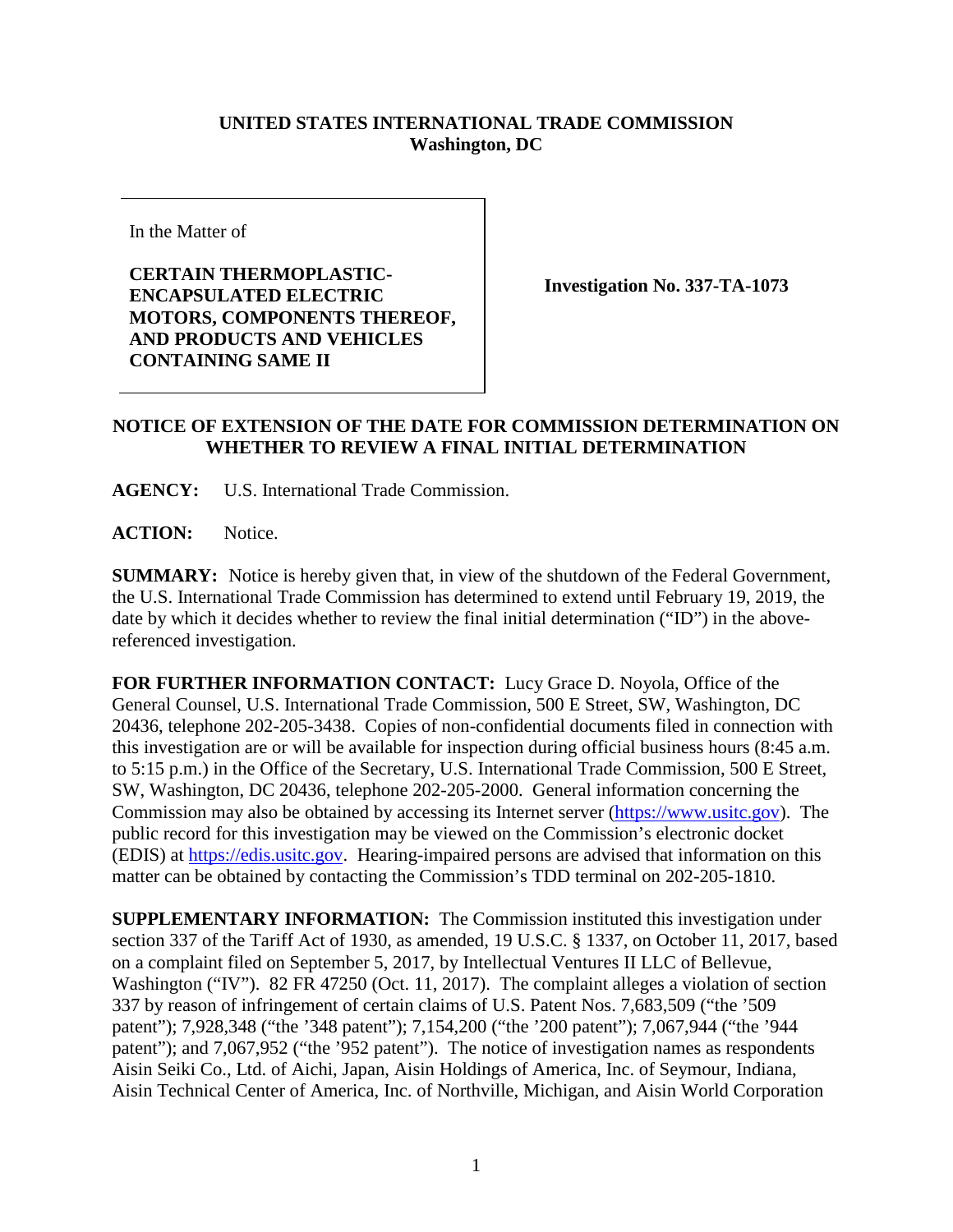**UNITED STATES INTERNATIONAL TRADE COMMISSION**
**Washington, DC**

| In the Matter of<br><br>**CERTAIN THERMOPLASTIC-ENCAPSULATED ELECTRIC MOTORS, COMPONENTS THEREOF, AND PRODUCTS AND VEHICLES CONTAINING SAME II** | **Investigation No. 337-TA-1073** |
|---|---|

## NOTICE OF EXTENSION OF THE DATE FOR COMMISSION DETERMINATION ON WHETHER TO REVIEW A FINAL INITIAL DETERMINATION

**AGENCY:** U.S. International Trade Commission.

**ACTION:** Notice.

**SUMMARY:** Notice is hereby given that, in view of the shutdown of the Federal Government, the U.S. International Trade Commission has determined to extend until February 19, 2019, the date by which it decides whether to review the final initial determination ("ID") in the above-referenced investigation.

**FOR FURTHER INFORMATION CONTACT:** Lucy Grace D. Noyola, Office of the General Counsel, U.S. International Trade Commission, 500 E Street, SW, Washington, DC 20436, telephone 202-205-3438. Copies of non-confidential documents filed in connection with this investigation are or will be available for inspection during official business hours (8:45 a.m. to 5:15 p.m.) in the Office of the Secretary, U.S. International Trade Commission, 500 E Street, SW, Washington, DC 20436, telephone 202-205-2000. General information concerning the Commission may also be obtained by accessing its Internet server (https://www.usitc.gov). The public record for this investigation may be viewed on the Commission's electronic docket (EDIS) at https://edis.usitc.gov. Hearing-impaired persons are advised that information on this matter can be obtained by contacting the Commission's TDD terminal on 202-205-1810.

**SUPPLEMENTARY INFORMATION:** The Commission instituted this investigation under section 337 of the Tariff Act of 1930, as amended, 19 U.S.C. § 1337, on October 11, 2017, based on a complaint filed on September 5, 2017, by Intellectual Ventures II LLC of Bellevue, Washington ("IV"). 82 FR 47250 (Oct. 11, 2017). The complaint alleges a violation of section 337 by reason of infringement of certain claims of U.S. Patent Nos. 7,683,509 ("the '509 patent"); 7,928,348 ("the '348 patent"); 7,154,200 ("the '200 patent"); 7,067,944 ("the '944 patent"); and 7,067,952 ("the '952 patent"). The notice of investigation names as respondents Aisin Seiki Co., Ltd. of Aichi, Japan, Aisin Holdings of America, Inc. of Seymour, Indiana, Aisin Technical Center of America, Inc. of Northville, Michigan, and Aisin World Corporation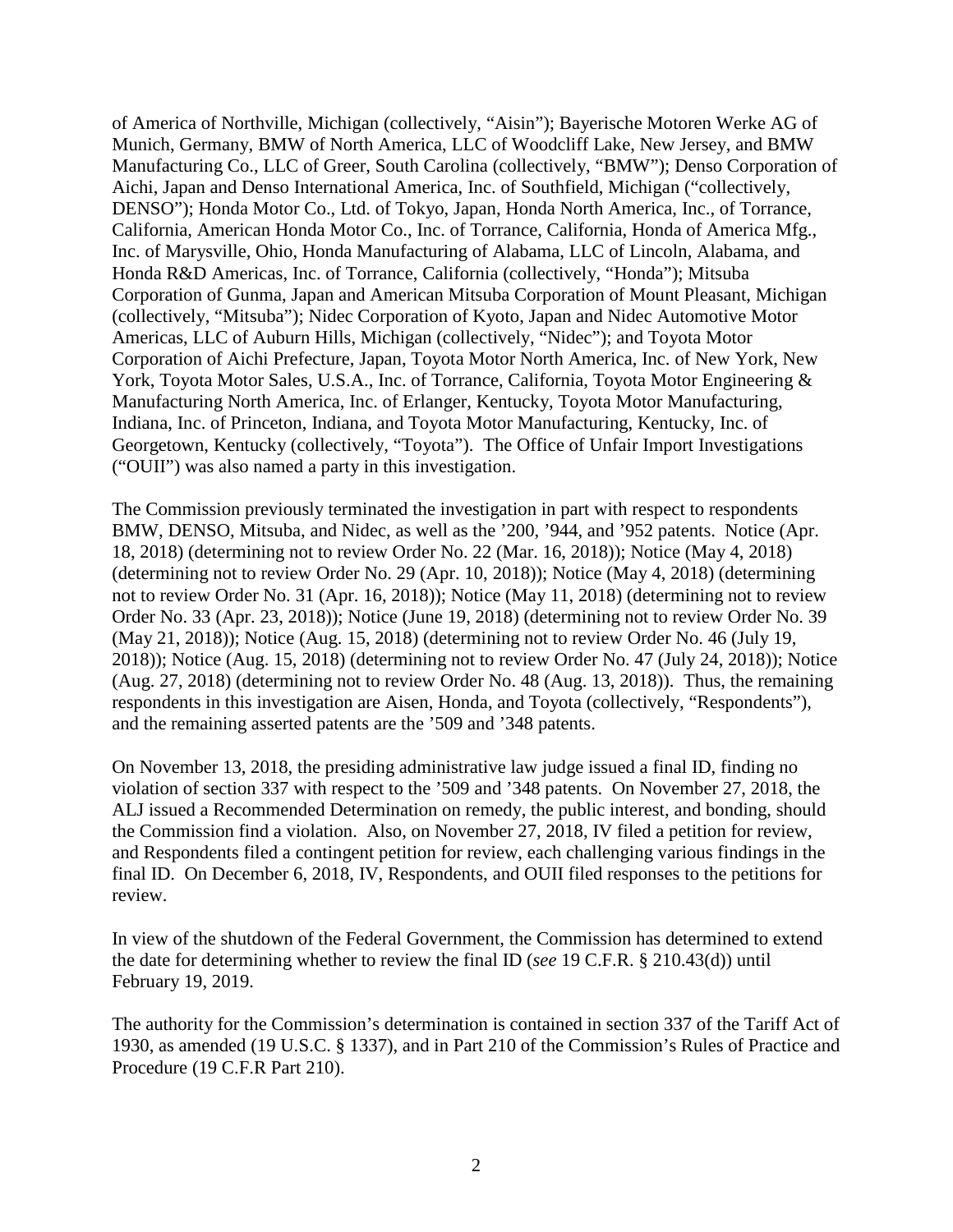of America of Northville, Michigan (collectively, "Aisin"); Bayerische Motoren Werke AG of Munich, Germany, BMW of North America, LLC of Woodcliff Lake, New Jersey, and BMW Manufacturing Co., LLC of Greer, South Carolina (collectively, "BMW"); Denso Corporation of Aichi, Japan and Denso International America, Inc. of Southfield, Michigan ("collectively, DENSO"); Honda Motor Co., Ltd. of Tokyo, Japan, Honda North America, Inc., of Torrance, California, American Honda Motor Co., Inc. of Torrance, California, Honda of America Mfg., Inc. of Marysville, Ohio, Honda Manufacturing of Alabama, LLC of Lincoln, Alabama, and Honda R&D Americas, Inc. of Torrance, California (collectively, "Honda"); Mitsuba Corporation of Gunma, Japan and American Mitsuba Corporation of Mount Pleasant, Michigan (collectively, "Mitsuba"); Nidec Corporation of Kyoto, Japan and Nidec Automotive Motor Americas, LLC of Auburn Hills, Michigan (collectively, "Nidec"); and Toyota Motor Corporation of Aichi Prefecture, Japan, Toyota Motor North America, Inc. of New York, New York, Toyota Motor Sales, U.S.A., Inc. of Torrance, California, Toyota Motor Engineering & Manufacturing North America, Inc. of Erlanger, Kentucky, Toyota Motor Manufacturing, Indiana, Inc. of Princeton, Indiana, and Toyota Motor Manufacturing, Kentucky, Inc. of Georgetown, Kentucky (collectively, "Toyota"). The Office of Unfair Import Investigations ("OUII") was also named a party in this investigation.

The Commission previously terminated the investigation in part with respect to respondents BMW, DENSO, Mitsuba, and Nidec, as well as the '200, '944, and '952 patents. Notice (Apr. 18, 2018) (determining not to review Order No. 22 (Mar. 16, 2018)); Notice (May 4, 2018) (determining not to review Order No. 29 (Apr. 10, 2018)); Notice (May 4, 2018) (determining not to review Order No. 31 (Apr. 16, 2018)); Notice (May 11, 2018) (determining not to review Order No. 33 (Apr. 23, 2018)); Notice (June 19, 2018) (determining not to review Order No. 39 (May 21, 2018)); Notice (Aug. 15, 2018) (determining not to review Order No. 46 (July 19, 2018)); Notice (Aug. 15, 2018) (determining not to review Order No. 47 (July 24, 2018)); Notice (Aug. 27, 2018) (determining not to review Order No. 48 (Aug. 13, 2018)). Thus, the remaining respondents in this investigation are Aisen, Honda, and Toyota (collectively, "Respondents"), and the remaining asserted patents are the '509 and '348 patents.

On November 13, 2018, the presiding administrative law judge issued a final ID, finding no violation of section 337 with respect to the '509 and '348 patents. On November 27, 2018, the ALJ issued a Recommended Determination on remedy, the public interest, and bonding, should the Commission find a violation. Also, on November 27, 2018, IV filed a petition for review, and Respondents filed a contingent petition for review, each challenging various findings in the final ID. On December 6, 2018, IV, Respondents, and OUII filed responses to the petitions for review.

In view of the shutdown of the Federal Government, the Commission has determined to extend the date for determining whether to review the final ID (*see* 19 C.F.R. § 210.43(d)) until February 19, 2019.

The authority for the Commission's determination is contained in section 337 of the Tariff Act of 1930, as amended (19 U.S.C. § 1337), and in Part 210 of the Commission's Rules of Practice and Procedure (19 C.F.R Part 210).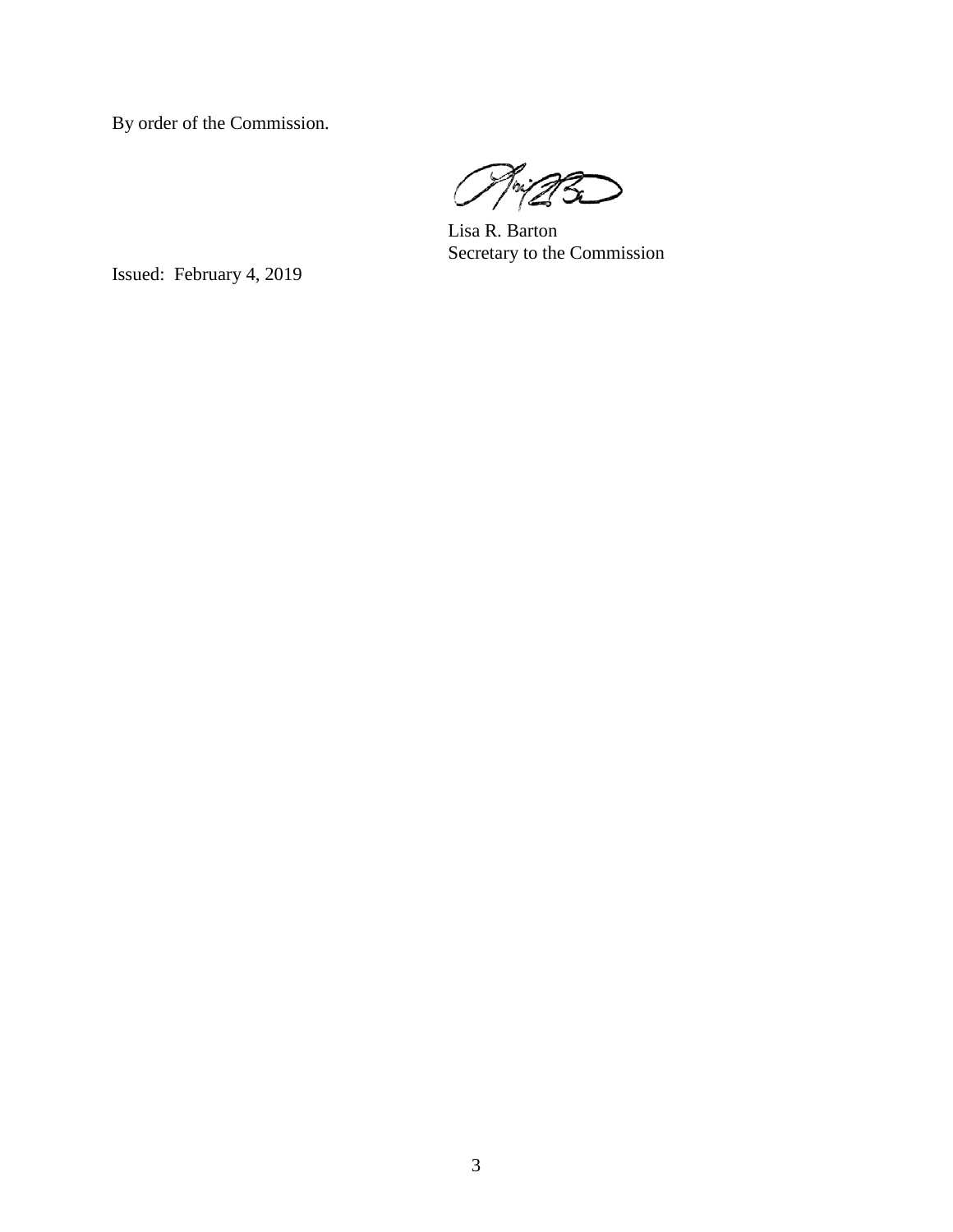By order of the Commission.

Lisa R. Barton
Secretary to the Commission

Issued: February 4, 2019